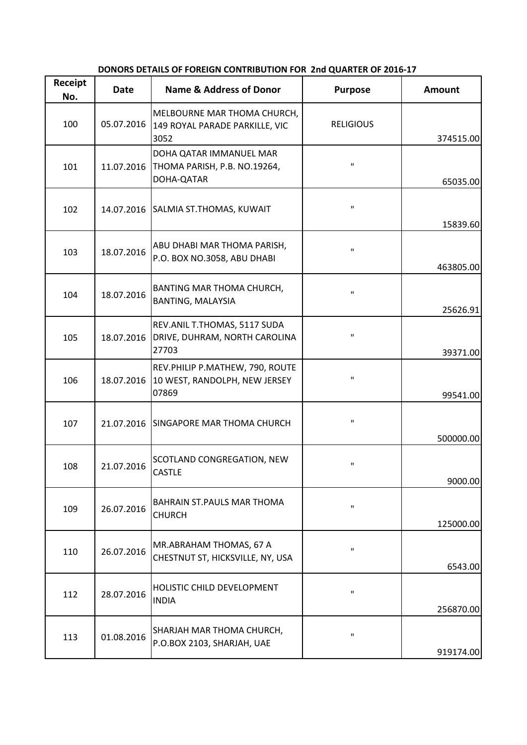**DONORS DETAILS OF FOREIGN CONTRIBUTION FOR 2nd QUARTER OF 2016-17**

| Receipt No. | Date | Name & Address of Donor | Purpose | Amount |
|---|---|---|---|---|
| 100 | 05.07.2016 | MELBOURNE MAR THOMA CHURCH, 149 ROYAL PARADE PARKILLE, VIC 3052 | RELIGIOUS | 374515.00 |
| 101 | 11.07.2016 | DOHA QATAR IMMANUEL MAR THOMA PARISH, P.B. NO.19264, DOHA-QATAR | " | 65035.00 |
| 102 | 14.07.2016 | SALMIA ST.THOMAS, KUWAIT | " | 15839.60 |
| 103 | 18.07.2016 | ABU DHABI MAR THOMA PARISH, P.O. BOX NO.3058, ABU DHABI | " | 463805.00 |
| 104 | 18.07.2016 | BANTING MAR THOMA CHURCH, BANTING, MALAYSIA | " | 25626.91 |
| 105 | 18.07.2016 | REV.ANIL T.THOMAS, 5117 SUDA DRIVE, DUHRAM, NORTH CAROLINA 27703 | " | 39371.00 |
| 106 | 18.07.2016 | REV.PHILIP P.MATHEW, 790, ROUTE 10 WEST, RANDOLPH, NEW JERSEY 07869 | " | 99541.00 |
| 107 | 21.07.2016 | SINGAPORE MAR THOMA CHURCH | " | 500000.00 |
| 108 | 21.07.2016 | SCOTLAND CONGREGATION, NEW CASTLE | " | 9000.00 |
| 109 | 26.07.2016 | BAHRAIN ST.PAULS MAR THOMA CHURCH | " | 125000.00 |
| 110 | 26.07.2016 | MR.ABRAHAM THOMAS, 67 A CHESTNUT ST, HICKSVILLE, NY, USA | " | 6543.00 |
| 112 | 28.07.2016 | HOLISTIC CHILD DEVELOPMENT INDIA | " | 256870.00 |
| 113 | 01.08.2016 | SHARJAH MAR THOMA CHURCH, P.O.BOX 2103, SHARJAH, UAE | " | 919174.00 |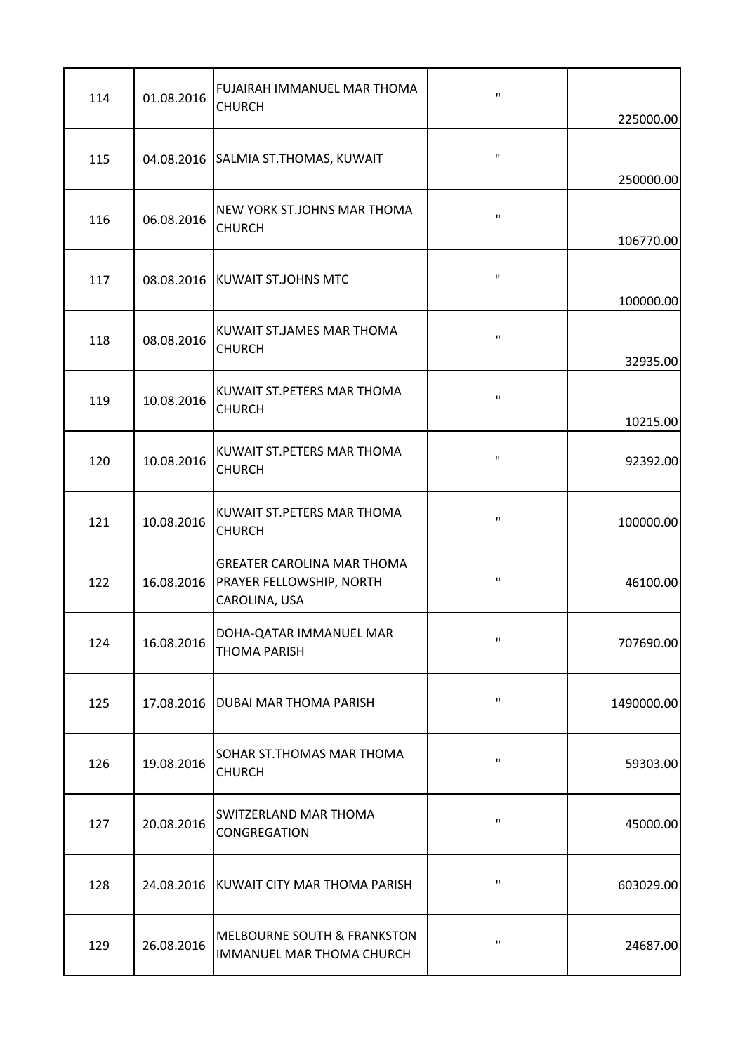| | | | | |
|---|---|---|---|---|
| 114 | 01.08.2016 | FUJAIRAH IMMANUEL MAR THOMA CHURCH | " | 225000.00 |
| 115 | 04.08.2016 | SALMIA ST.THOMAS, KUWAIT | " | 250000.00 |
| 116 | 06.08.2016 | NEW YORK ST.JOHNS MAR THOMA CHURCH | " | 106770.00 |
| 117 | 08.08.2016 | KUWAIT ST.JOHNS MTC | " | 100000.00 |
| 118 | 08.08.2016 | KUWAIT ST.JAMES MAR THOMA CHURCH | " | 32935.00 |
| 119 | 10.08.2016 | KUWAIT ST.PETERS MAR THOMA CHURCH | " | 10215.00 |
| 120 | 10.08.2016 | KUWAIT ST.PETERS MAR THOMA CHURCH | " | 92392.00 |
| 121 | 10.08.2016 | KUWAIT ST.PETERS MAR THOMA CHURCH | " | 100000.00 |
| 122 | 16.08.2016 | GREATER CAROLINA MAR THOMA PRAYER FELLOWSHIP, NORTH CAROLINA, USA | " | 46100.00 |
| 124 | 16.08.2016 | DOHA-QATAR IMMANUEL MAR THOMA PARISH | " | 707690.00 |
| 125 | 17.08.2016 | DUBAI MAR THOMA PARISH | " | 1490000.00 |
| 126 | 19.08.2016 | SOHAR ST.THOMAS MAR THOMA CHURCH | " | 59303.00 |
| 127 | 20.08.2016 | SWITZERLAND MAR THOMA CONGREGATION | " | 45000.00 |
| 128 | 24.08.2016 | KUWAIT CITY MAR THOMA PARISH | " | 603029.00 |
| 129 | 26.08.2016 | MELBOURNE SOUTH & FRANKSTON IMMANUEL MAR THOMA CHURCH | " | 24687.00 |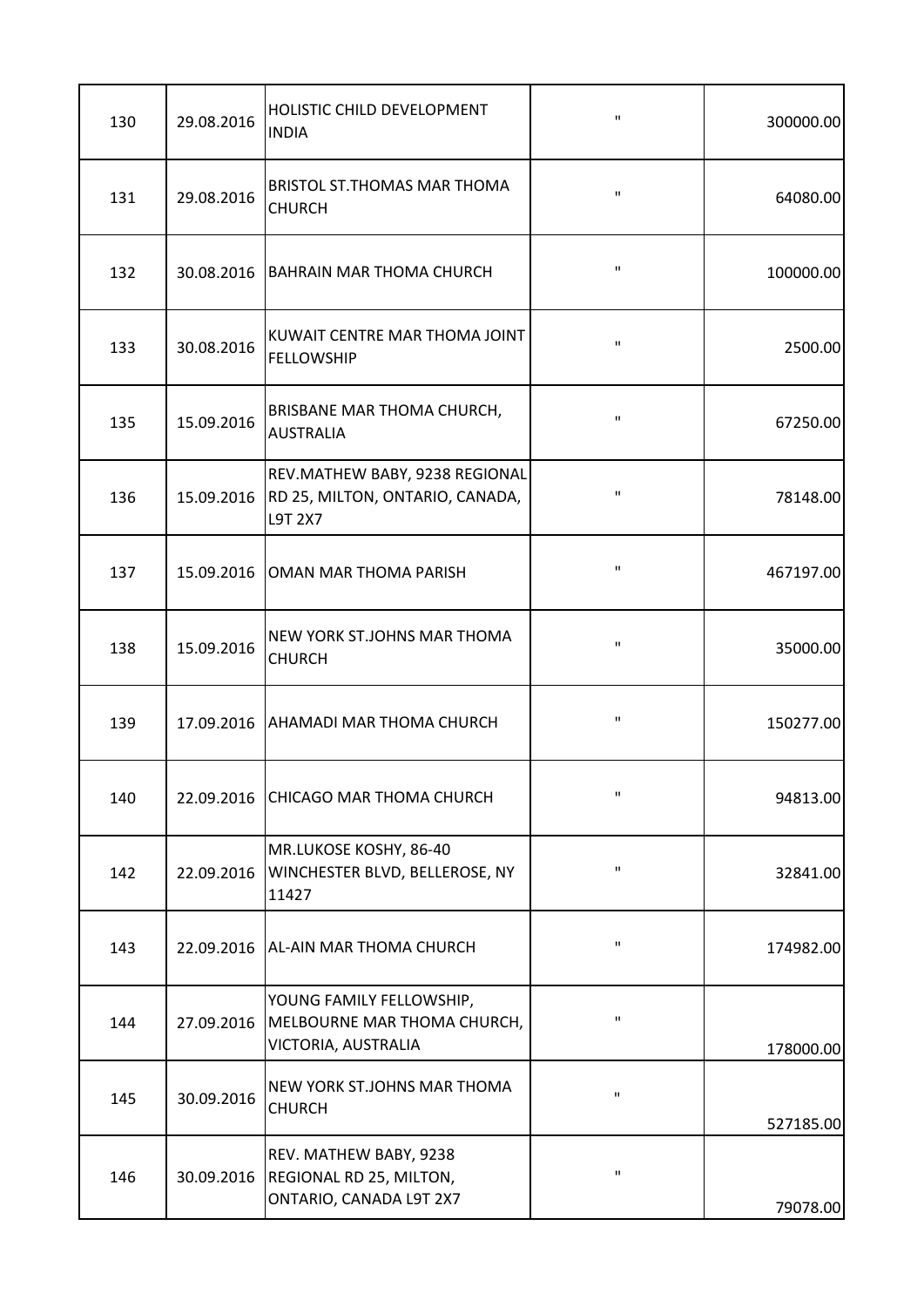| | | | | |
|---|---|---|---|---|
| 130 | 29.08.2016 | HOLISTIC CHILD DEVELOPMENT INDIA | " | 300000.00 |
| 131 | 29.08.2016 | BRISTOL ST.THOMAS MAR THOMA CHURCH | " | 64080.00 |
| 132 | 30.08.2016 | BAHRAIN MAR THOMA CHURCH | " | 100000.00 |
| 133 | 30.08.2016 | KUWAIT CENTRE MAR THOMA JOINT FELLOWSHIP | " | 2500.00 |
| 135 | 15.09.2016 | BRISBANE MAR THOMA CHURCH, AUSTRALIA | " | 67250.00 |
| 136 | 15.09.2016 | REV.MATHEW BABY, 9238 REGIONAL RD 25, MILTON, ONTARIO, CANADA, L9T 2X7 | " | 78148.00 |
| 137 | 15.09.2016 | OMAN MAR THOMA PARISH | " | 467197.00 |
| 138 | 15.09.2016 | NEW YORK ST.JOHNS MAR THOMA CHURCH | " | 35000.00 |
| 139 | 17.09.2016 | AHAMADI MAR THOMA CHURCH | " | 150277.00 |
| 140 | 22.09.2016 | CHICAGO MAR THOMA CHURCH | " | 94813.00 |
| 142 | 22.09.2016 | MR.LUKOSE KOSHY, 86-40 WINCHESTER BLVD, BELLEROSE, NY 11427 | " | 32841.00 |
| 143 | 22.09.2016 | AL-AIN MAR THOMA CHURCH | " | 174982.00 |
| 144 | 27.09.2016 | YOUNG FAMILY FELLOWSHIP, MELBOURNE MAR THOMA CHURCH, VICTORIA, AUSTRALIA | " | 178000.00 |
| 145 | 30.09.2016 | NEW YORK ST.JOHNS MAR THOMA CHURCH | " | 527185.00 |
| 146 | 30.09.2016 | REV. MATHEW BABY, 9238 REGIONAL RD 25, MILTON, ONTARIO, CANADA L9T 2X7 | " | 79078.00 |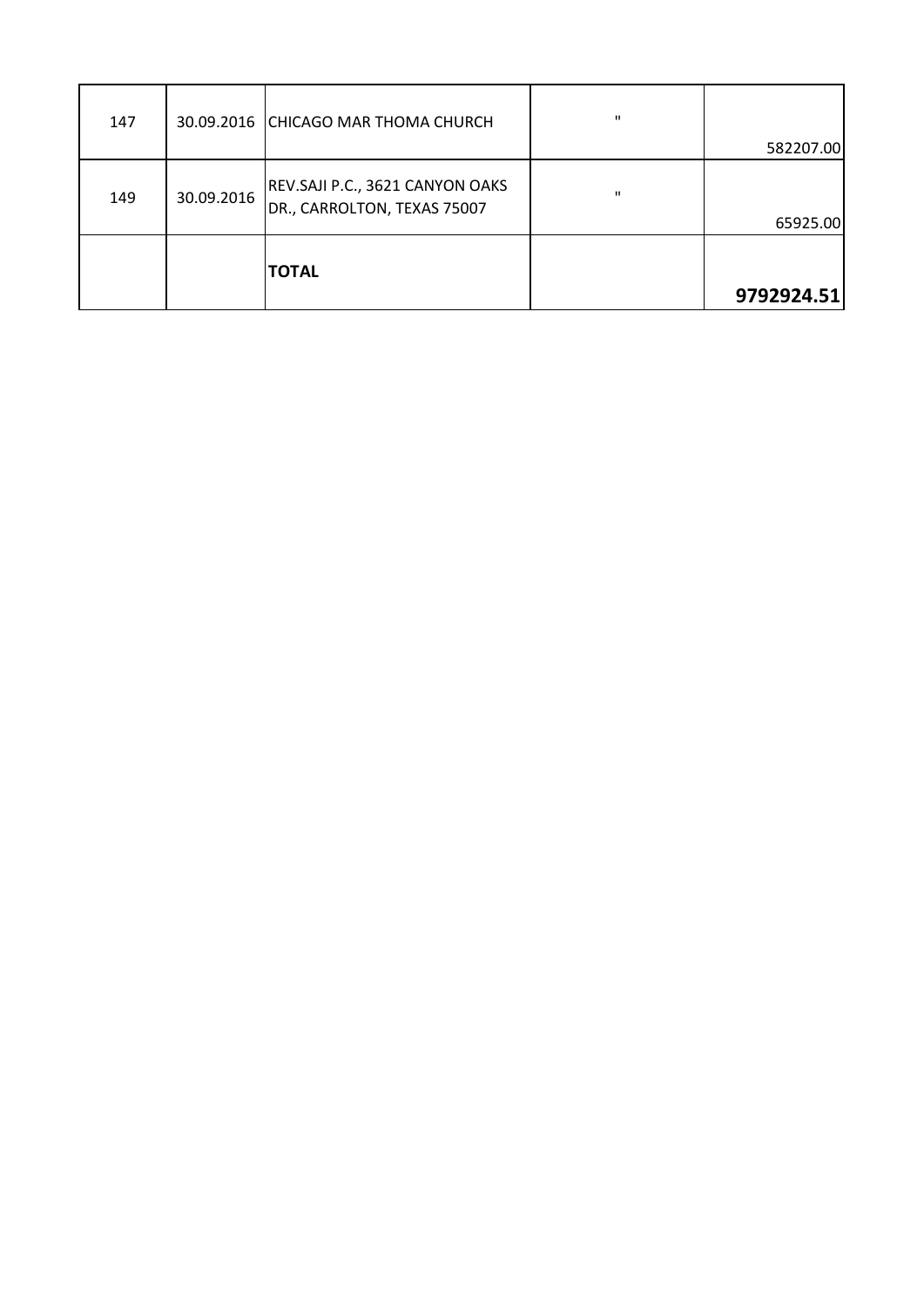| | | | | |
|---|---|---|---|---|
| 147 | 30.09.2016 | CHICAGO MAR THOMA CHURCH | " | 582207.00 |
| 149 | 30.09.2016 | REV.SAJI P.C., 3621 CANYON OAKS DR., CARROLTON, TEXAS 75007 | " | 65925.00 |
| | | **TOTAL** | | **9792924.51** |